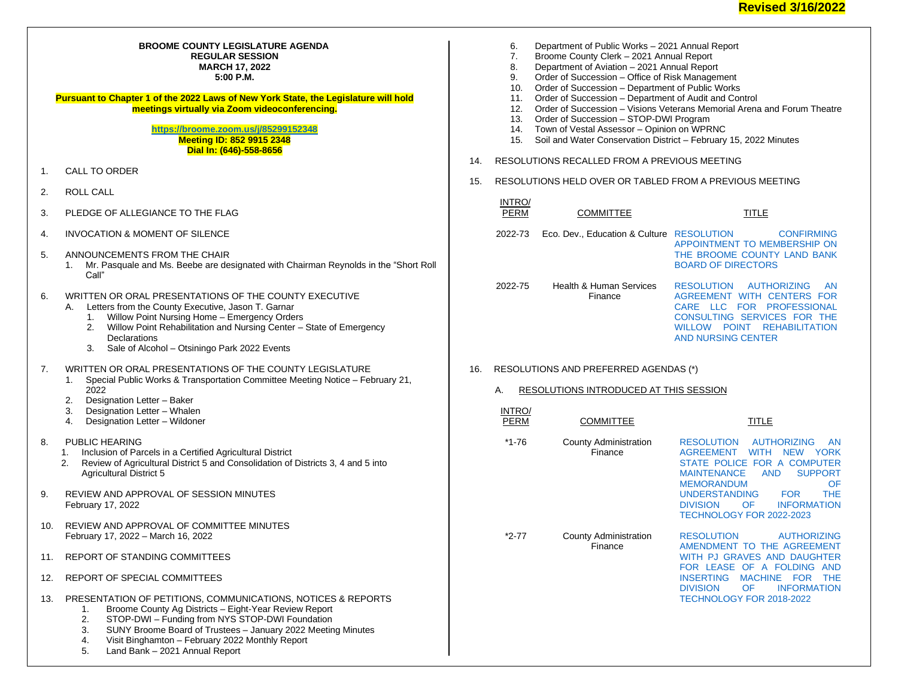**Revised 3/16/2022**

**BROOME COUNTY LEGISLATURE AGENDA**
**REGULAR SESSION**
**MARCH 17, 2022**
**5:00 P.M.**

**Pursuant to Chapter 1 of the 2022 Laws of New York State, the Legislature will hold meetings virtually via Zoom videoconferencing.**

**https://broome.zoom.us/j/85299152348**
**Meeting ID: 852 9915 2348**
**Dial In: (646)-558-8656**

1. CALL TO ORDER

2. ROLL CALL

3. PLEDGE OF ALLEGIANCE TO THE FLAG

4. INVOCATION & MOMENT OF SILENCE

5. ANNOUNCEMENTS FROM THE CHAIR
   1. Mr. Pasquale and Ms. Beebe are designated with Chairman Reynolds in the "Short Roll Call"

6. WRITTEN OR ORAL PRESENTATIONS OF THE COUNTY EXECUTIVE
   A. Letters from the County Executive, Jason T. Garnar
      1. Willow Point Nursing Home – Emergency Orders
      2. Willow Point Rehabilitation and Nursing Center – State of Emergency Declarations
      3. Sale of Alcohol – Otsiningo Park 2022 Events

7. WRITTEN OR ORAL PRESENTATIONS OF THE COUNTY LEGISLATURE
   1. Special Public Works & Transportation Committee Meeting Notice – February 21, 2022
   2. Designation Letter – Baker
   3. Designation Letter – Whalen
   4. Designation Letter – Wildoner

8. PUBLIC HEARING
   1. Inclusion of Parcels in a Certified Agricultural District
   2. Review of Agricultural District 5 and Consolidation of Districts 3, 4 and 5 into Agricultural District 5

9. REVIEW AND APPROVAL OF SESSION MINUTES
   February 17, 2022

10. REVIEW AND APPROVAL OF COMMITTEE MINUTES
    February 17, 2022 – March 16, 2022

11. REPORT OF STANDING COMMITTEES

12. REPORT OF SPECIAL COMMITTEES

13. PRESENTATION OF PETITIONS, COMMUNICATIONS, NOTICES & REPORTS
    1. Broome County Ag Districts – Eight-Year Review Report
    2. STOP-DWI – Funding from NYS STOP-DWI Foundation
    3. SUNY Broome Board of Trustees – January 2022 Meeting Minutes
    4. Visit Binghamton – February 2022 Monthly Report
    5. Land Bank – 2021 Annual Report
    6. Department of Public Works – 2021 Annual Report
    7. Broome County Clerk – 2021 Annual Report
    8. Department of Aviation – 2021 Annual Report
    9. Order of Succession – Office of Risk Management
    10. Order of Succession – Department of Public Works
    11. Order of Succession – Department of Audit and Control
    12. Order of Succession – Visions Veterans Memorial Arena and Forum Theatre
    13. Order of Succession – STOP-DWI Program
    14. Town of Vestal Assessor – Opinion on WPRNC
    15. Soil and Water Conservation District – February 15, 2022 Minutes

14. RESOLUTIONS RECALLED FROM A PREVIOUS MEETING

15. RESOLUTIONS HELD OVER OR TABLED FROM A PREVIOUS MEETING

| INTRO/ PERM | COMMITTEE | TITLE |
|---|---|---|
| 2022-73 | Eco. Dev., Education & Culture | RESOLUTION CONFIRMING APPOINTMENT TO MEMBERSHIP ON THE BROOME COUNTY LAND BANK BOARD OF DIRECTORS |
| 2022-75 | Health & Human Services Finance | RESOLUTION AUTHORIZING AN AGREEMENT WITH CENTERS FOR CARE LLC FOR PROFESSIONAL CONSULTING SERVICES FOR THE WILLOW POINT REHABILITATION AND NURSING CENTER |

16. RESOLUTIONS AND PREFERRED AGENDAS (*)

    A. RESOLUTIONS INTRODUCED AT THIS SESSION

| INTRO/ PERM | COMMITTEE | TITLE |
|---|---|---|
| *1-76 | County Administration Finance | RESOLUTION AUTHORIZING AN AGREEMENT WITH NEW YORK STATE POLICE FOR A COMPUTER MAINTENANCE AND SUPPORT MEMORANDUM OF UNDERSTANDING FOR THE DIVISION OF INFORMATION TECHNOLOGY FOR 2022-2023 |
| *2-77 | County Administration Finance | RESOLUTION AUTHORIZING AMENDMENT TO THE AGREEMENT WITH PJ GRAVES AND DAUGHTER FOR LEASE OF A FOLDING AND INSERTING MACHINE FOR THE DIVISION OF INFORMATION TECHNOLOGY FOR 2018-2022 |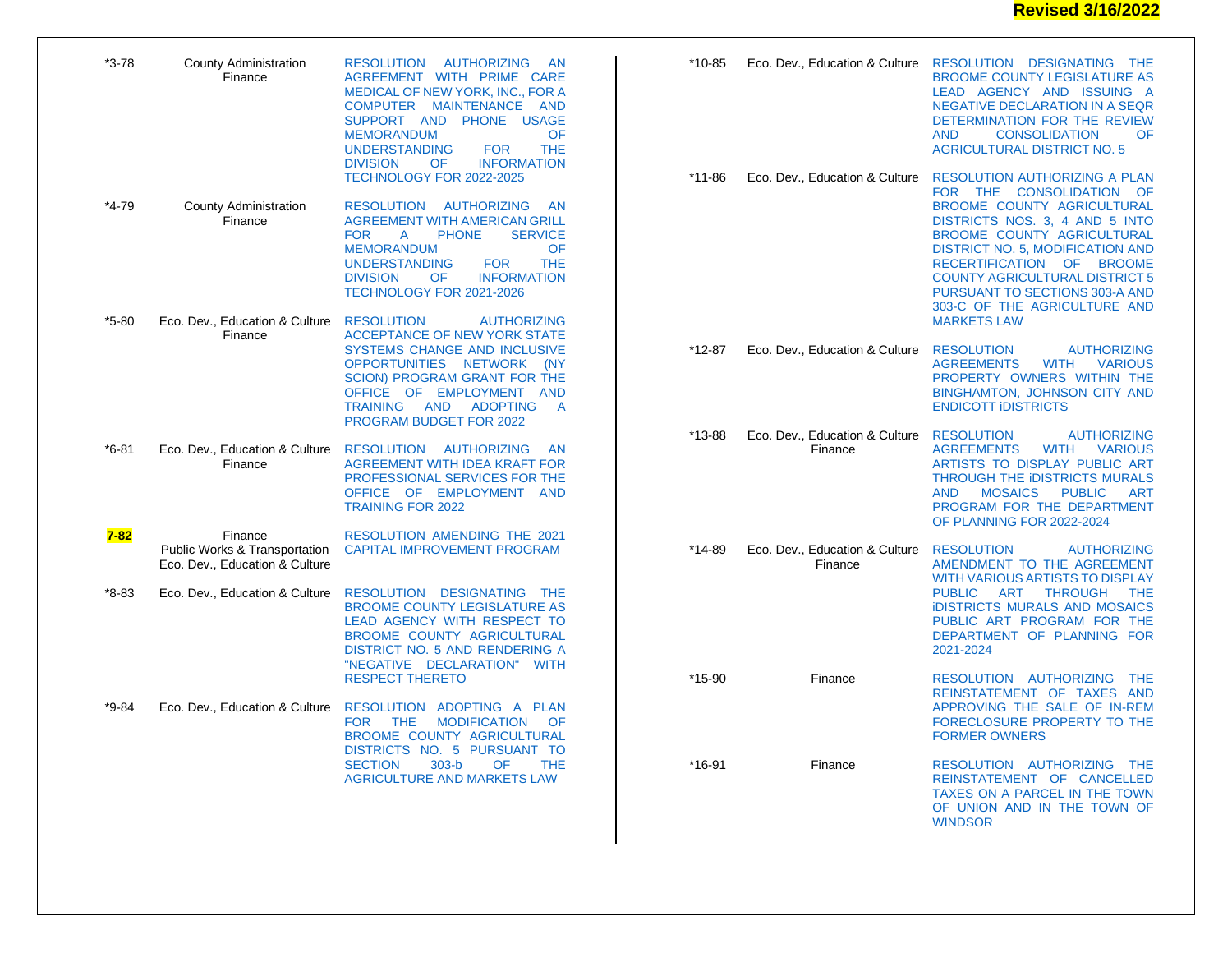**Revised 3/16/2022**

| No. | Committee(s) | Resolution |
|---|---|---|
| *3-78 | County Administration<br>Finance | RESOLUTION AUTHORIZING AN AGREEMENT WITH PRIME CARE MEDICAL OF NEW YORK, INC., FOR A COMPUTER MAINTENANCE AND SUPPORT AND PHONE USAGE MEMORANDUM OF UNDERSTANDING FOR THE DIVISION OF INFORMATION TECHNOLOGY FOR 2022-2025 |
| *4-79 | County Administration<br>Finance | RESOLUTION AUTHORIZING AN AGREEMENT WITH AMERICAN GRILL FOR A PHONE SERVICE MEMORANDUM OF UNDERSTANDING FOR THE DIVISION OF INFORMATION TECHNOLOGY FOR 2021-2026 |
| *5-80 | Eco. Dev., Education & Culture<br>Finance | RESOLUTION AUTHORIZING ACCEPTANCE OF NEW YORK STATE SYSTEMS CHANGE AND INCLUSIVE OPPORTUNITIES NETWORK (NY SCION) PROGRAM GRANT FOR THE OFFICE OF EMPLOYMENT AND TRAINING AND ADOPTING A PROGRAM BUDGET FOR 2022 |
| *6-81 | Eco. Dev., Education & Culture<br>Finance | RESOLUTION AUTHORIZING AN AGREEMENT WITH IDEA KRAFT FOR PROFESSIONAL SERVICES FOR THE OFFICE OF EMPLOYMENT AND TRAINING FOR 2022 |
| **7-82** | Finance<br>Public Works & Transportation<br>Eco. Dev., Education & Culture | RESOLUTION AMENDING THE 2021 CAPITAL IMPROVEMENT PROGRAM |
| *8-83 | Eco. Dev., Education & Culture | RESOLUTION DESIGNATING THE BROOME COUNTY LEGISLATURE AS LEAD AGENCY WITH RESPECT TO BROOME COUNTY AGRICULTURAL DISTRICT NO. 5 AND RENDERING A "NEGATIVE DECLARATION" WITH RESPECT THERETO |
| *9-84 | Eco. Dev., Education & Culture | RESOLUTION ADOPTING A PLAN FOR THE MODIFICATION OF BROOME COUNTY AGRICULTURAL DISTRICTS NO. 5 PURSUANT TO SECTION 303-b OF THE AGRICULTURE AND MARKETS LAW |
| *10-85 | Eco. Dev., Education & Culture | RESOLUTION DESIGNATING THE BROOME COUNTY LEGISLATURE AS LEAD AGENCY AND ISSUING A NEGATIVE DECLARATION IN A SEQR DETERMINATION FOR THE REVIEW AND CONSOLIDATION OF AGRICULTURAL DISTRICT NO. 5 |
| *11-86 | Eco. Dev., Education & Culture | RESOLUTION AUTHORIZING A PLAN FOR THE CONSOLIDATION OF BROOME COUNTY AGRICULTURAL DISTRICTS NOS. 3, 4 AND 5 INTO BROOME COUNTY AGRICULTURAL DISTRICT NO. 5, MODIFICATION AND RECERTIFICATION OF BROOME COUNTY AGRICULTURAL DISTRICT 5 PURSUANT TO SECTIONS 303-A AND 303-C OF THE AGRICULTURE AND MARKETS LAW |
| *12-87 | Eco. Dev., Education & Culture | RESOLUTION AUTHORIZING AGREEMENTS WITH VARIOUS PROPERTY OWNERS WITHIN THE BINGHAMTON, JOHNSON CITY AND ENDICOTT iDISTRICTS |
| *13-88 | Eco. Dev., Education & Culture<br>Finance | RESOLUTION AUTHORIZING AGREEMENTS WITH VARIOUS ARTISTS TO DISPLAY PUBLIC ART THROUGH THE iDISTRICTS MURALS AND MOSAICS PUBLIC ART PROGRAM FOR THE DEPARTMENT OF PLANNING FOR 2022-2024 |
| *14-89 | Eco. Dev., Education & Culture<br>Finance | RESOLUTION AUTHORIZING AMENDMENT TO THE AGREEMENT WITH VARIOUS ARTISTS TO DISPLAY PUBLIC ART THROUGH THE iDISTRICTS MURALS AND MOSAICS PUBLIC ART PROGRAM FOR THE DEPARTMENT OF PLANNING FOR 2021-2024 |
| *15-90 | Finance | RESOLUTION AUTHORIZING THE REINSTATEMENT OF TAXES AND APPROVING THE SALE OF IN-REM FORECLOSURE PROPERTY TO THE FORMER OWNERS |
| *16-91 | Finance | RESOLUTION AUTHORIZING THE REINSTATEMENT OF CANCELLED TAXES ON A PARCEL IN THE TOWN OF UNION AND IN THE TOWN OF WINDSOR |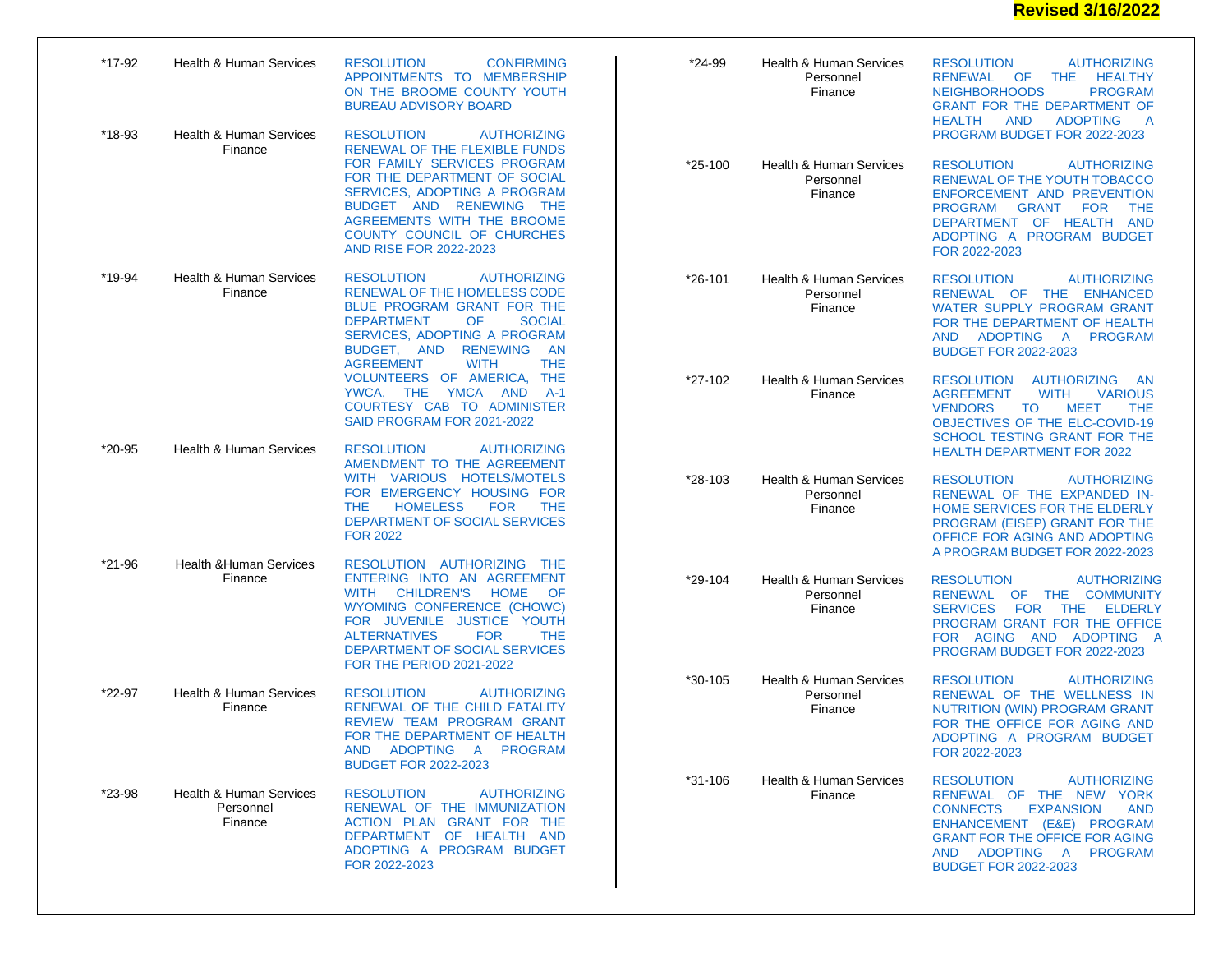**Revised 3/16/2022**

| | | |
|---|---|---|
| *17-92 | Health & Human Services | RESOLUTION CONFIRMING APPOINTMENTS TO MEMBERSHIP ON THE BROOME COUNTY YOUTH BUREAU ADVISORY BOARD |
| *18-93 | Health & Human Services<br>Finance | RESOLUTION AUTHORIZING RENEWAL OF THE FLEXIBLE FUNDS FOR FAMILY SERVICES PROGRAM FOR THE DEPARTMENT OF SOCIAL SERVICES, ADOPTING A PROGRAM BUDGET AND RENEWING THE AGREEMENTS WITH THE BROOME COUNTY COUNCIL OF CHURCHES AND RISE FOR 2022-2023 |
| *19-94 | Health & Human Services<br>Finance | RESOLUTION AUTHORIZING RENEWAL OF THE HOMELESS CODE BLUE PROGRAM GRANT FOR THE DEPARTMENT OF SOCIAL SERVICES, ADOPTING A PROGRAM BUDGET, AND RENEWING AN AGREEMENT WITH THE VOLUNTEERS OF AMERICA, THE YWCA, THE YMCA AND A-1 COURTESY CAB TO ADMINISTER SAID PROGRAM FOR 2021-2022 |
| *20-95 | Health & Human Services | RESOLUTION AUTHORIZING AMENDMENT TO THE AGREEMENT WITH VARIOUS HOTELS/MOTELS FOR EMERGENCY HOUSING FOR THE HOMELESS FOR THE DEPARTMENT OF SOCIAL SERVICES FOR 2022 |
| *21-96 | Health &Human Services<br>Finance | RESOLUTION AUTHORIZING THE ENTERING INTO AN AGREEMENT WITH CHILDREN'S HOME OF WYOMING CONFERENCE (CHOWC) FOR JUVENILE JUSTICE YOUTH ALTERNATIVES FOR THE DEPARTMENT OF SOCIAL SERVICES FOR THE PERIOD 2021-2022 |
| *22-97 | Health & Human Services<br>Finance | RESOLUTION AUTHORIZING RENEWAL OF THE CHILD FATALITY REVIEW TEAM PROGRAM GRANT FOR THE DEPARTMENT OF HEALTH AND ADOPTING A PROGRAM BUDGET FOR 2022-2023 |
| *23-98 | Health & Human Services<br>Personnel<br>Finance | RESOLUTION AUTHORIZING RENEWAL OF THE IMMUNIZATION ACTION PLAN GRANT FOR THE DEPARTMENT OF HEALTH AND ADOPTING A PROGRAM BUDGET FOR 2022-2023 |
| *24-99 | Health & Human Services<br>Personnel<br>Finance | RESOLUTION AUTHORIZING RENEWAL OF THE HEALTHY NEIGHBORHOODS PROGRAM GRANT FOR THE DEPARTMENT OF HEALTH AND ADOPTING A PROGRAM BUDGET FOR 2022-2023 |
| *25-100 | Health & Human Services<br>Personnel<br>Finance | RESOLUTION AUTHORIZING RENEWAL OF THE YOUTH TOBACCO ENFORCEMENT AND PREVENTION PROGRAM GRANT FOR THE DEPARTMENT OF HEALTH AND ADOPTING A PROGRAM BUDGET FOR 2022-2023 |
| *26-101 | Health & Human Services<br>Personnel<br>Finance | RESOLUTION AUTHORIZING RENEWAL OF THE ENHANCED WATER SUPPLY PROGRAM GRANT FOR THE DEPARTMENT OF HEALTH AND ADOPTING A PROGRAM BUDGET FOR 2022-2023 |
| *27-102 | Health & Human Services<br>Finance | RESOLUTION AUTHORIZING AN AGREEMENT WITH VARIOUS VENDORS TO MEET THE OBJECTIVES OF THE ELC-COVID-19 SCHOOL TESTING GRANT FOR THE HEALTH DEPARTMENT FOR 2022 |
| *28-103 | Health & Human Services<br>Personnel<br>Finance | RESOLUTION AUTHORIZING RENEWAL OF THE EXPANDED IN-HOME SERVICES FOR THE ELDERLY PROGRAM (EISEP) GRANT FOR THE OFFICE FOR AGING AND ADOPTING A PROGRAM BUDGET FOR 2022-2023 |
| *29-104 | Health & Human Services<br>Personnel<br>Finance | RESOLUTION AUTHORIZING RENEWAL OF THE COMMUNITY SERVICES FOR THE ELDERLY PROGRAM GRANT FOR THE OFFICE FOR AGING AND ADOPTING A PROGRAM BUDGET FOR 2022-2023 |
| *30-105 | Health & Human Services<br>Personnel<br>Finance | RESOLUTION AUTHORIZING RENEWAL OF THE WELLNESS IN NUTRITION (WIN) PROGRAM GRANT FOR THE OFFICE FOR AGING AND ADOPTING A PROGRAM BUDGET FOR 2022-2023 |
| *31-106 | Health & Human Services<br>Finance | RESOLUTION AUTHORIZING RENEWAL OF THE NEW YORK CONNECTS EXPANSION AND ENHANCEMENT (E&E) PROGRAM GRANT FOR THE OFFICE FOR AGING AND ADOPTING A PROGRAM BUDGET FOR 2022-2023 |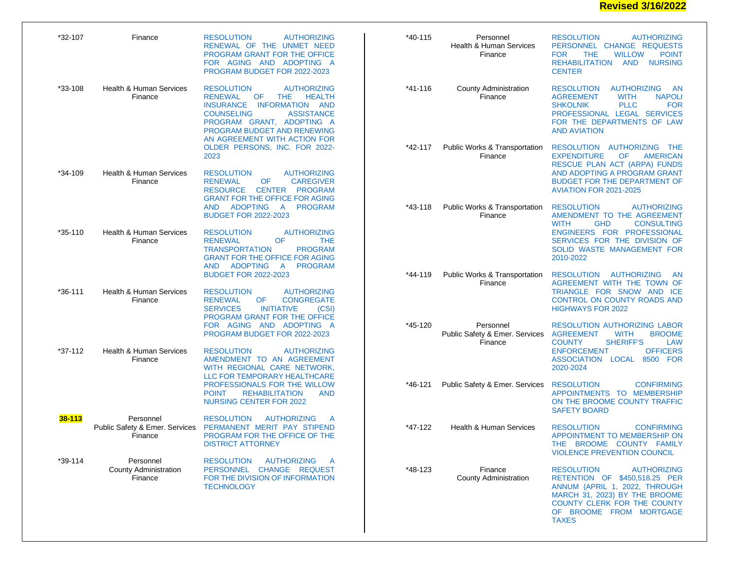**Revised 3/16/2022**

| No. | Committee | Resolution |
|---|---|---|
| *32-107 | Finance | RESOLUTION AUTHORIZING RENEWAL OF THE UNMET NEED PROGRAM GRANT FOR THE OFFICE FOR AGING AND ADOPTING A PROGRAM BUDGET FOR 2022-2023 |
| *33-108 | Health & Human Services<br>Finance | RESOLUTION AUTHORIZING RENEWAL OF THE HEALTH INSURANCE INFORMATION AND COUNSELING ASSISTANCE PROGRAM GRANT, ADOPTING A PROGRAM BUDGET AND RENEWING AN AGREEMENT WITH ACTION FOR OLDER PERSONS, INC. FOR 2022-2023 |
| *34-109 | Health & Human Services<br>Finance | RESOLUTION AUTHORIZING RENEWAL OF CAREGIVER RESOURCE CENTER PROGRAM GRANT FOR THE OFFICE FOR AGING AND ADOPTING A PROGRAM BUDGET FOR 2022-2023 |
| *35-110 | Health & Human Services<br>Finance | RESOLUTION AUTHORIZING RENEWAL OF THE TRANSPORTATION PROGRAM GRANT FOR THE OFFICE FOR AGING AND ADOPTING A PROGRAM BUDGET FOR 2022-2023 |
| *36-111 | Health & Human Services<br>Finance | RESOLUTION AUTHORIZING RENEWAL OF CONGREGATE SERVICES INITIATIVE (CSI) PROGRAM GRANT FOR THE OFFICE FOR AGING AND ADOPTING A PROGRAM BUDGET FOR 2022-2023 |
| *37-112 | Health & Human Services<br>Finance | RESOLUTION AUTHORIZING AMENDMENT TO AN AGREEMENT WITH REGIONAL CARE NETWORK, LLC FOR TEMPORARY HEALTHCARE PROFESSIONALS FOR THE WILLOW POINT REHABILITATION AND NURSING CENTER FOR 2022 |
| **38-113** | Personnel<br>Public Safety & Emer. Services<br>Finance | RESOLUTION AUTHORIZING A PERMANENT MERIT PAY STIPEND PROGRAM FOR THE OFFICE OF THE DISTRICT ATTORNEY |
| *39-114 | Personnel<br>County Administration<br>Finance | RESOLUTION AUTHORIZING A PERSONNEL CHANGE REQUEST FOR THE DIVISION OF INFORMATION TECHNOLOGY |
| *40-115 | Personnel<br>Health & Human Services<br>Finance | RESOLUTION AUTHORIZING PERSONNEL CHANGE REQUESTS FOR THE WILLOW POINT REHABILITATION AND NURSING CENTER |
| *41-116 | County Administration<br>Finance | RESOLUTION AUTHORIZING AN AGREEMENT WITH NAPOLI SHKOLNIK PLLC FOR PROFESSIONAL LEGAL SERVICES FOR THE DEPARTMENTS OF LAW AND AVIATION |
| *42-117 | Public Works & Transportation<br>Finance | RESOLUTION AUTHORIZING THE EXPENDITURE OF AMERICAN RESCUE PLAN ACT (ARPA) FUNDS AND ADOPTING A PROGRAM GRANT BUDGET FOR THE DEPARTMENT OF AVIATION FOR 2021-2025 |
| *43-118 | Public Works & Transportation<br>Finance | RESOLUTION AUTHORIZING AMENDMENT TO THE AGREEMENT WITH GHD CONSULTING ENGINEERS FOR PROFESSIONAL SERVICES FOR THE DIVISION OF SOLID WASTE MANAGEMENT FOR 2010-2022 |
| *44-119 | Public Works & Transportation<br>Finance | RESOLUTION AUTHORIZING AN AGREEMENT WITH THE TOWN OF TRIANGLE FOR SNOW AND ICE CONTROL ON COUNTY ROADS AND HIGHWAYS FOR 2022 |
| *45-120 | Personnel<br>Public Safety & Emer. Services<br>Finance | RESOLUTION AUTHORIZING LABOR AGREEMENT WITH BROOME COUNTY SHERIFF'S LAW ENFORCEMENT OFFICERS ASSOCIATION LOCAL 8500 FOR 2020-2024 |
| *46-121 | Public Safety & Emer. Services | RESOLUTION CONFIRMING APPOINTMENTS TO MEMBERSHIP ON THE BROOME COUNTY TRAFFIC SAFETY BOARD |
| *47-122 | Health & Human Services | RESOLUTION CONFIRMING APPOINTMENT TO MEMBERSHIP ON THE BROOME COUNTY FAMILY VIOLENCE PREVENTION COUNCIL |
| *48-123 | Finance<br>County Administration | RESOLUTION AUTHORIZING RETENTION OF $450,518.25 PER ANNUM (APRIL 1, 2022, THROUGH MARCH 31, 2023) BY THE BROOME COUNTY CLERK FOR THE COUNTY OF BROOME FROM MORTGAGE TAXES |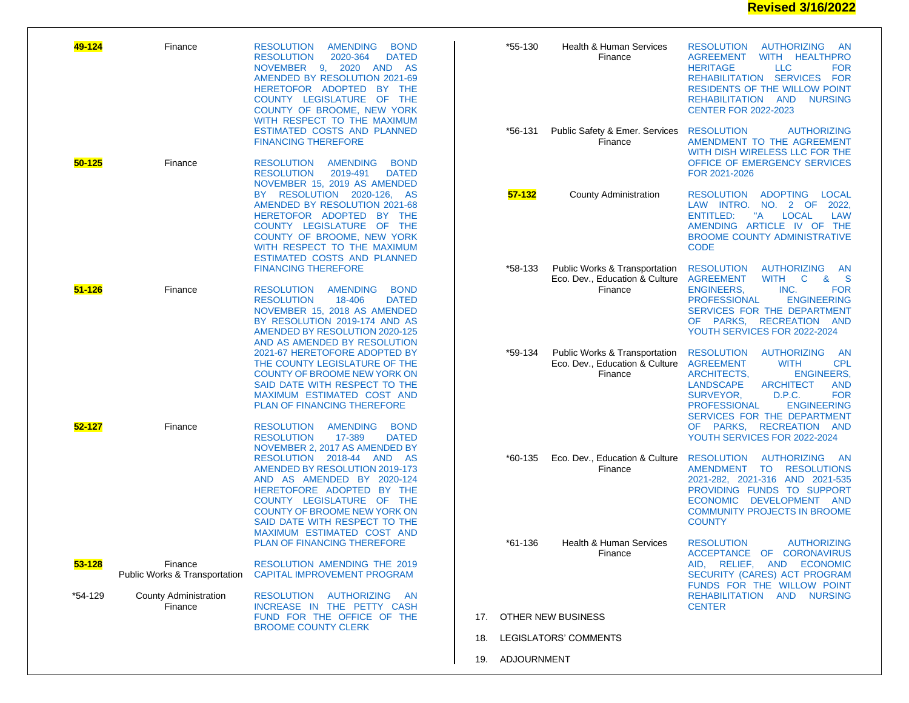**Revised 3/16/2022**

| | | |
|---|---|---|
| **49-124** | Finance | RESOLUTION AMENDING BOND RESOLUTION 2020-364 DATED NOVEMBER 9, 2020 AND AS AMENDED BY RESOLUTION 2021-69 HERETOFOR ADOPTED BY THE COUNTY LEGISLATURE OF THE COUNTY OF BROOME, NEW YORK WITH RESPECT TO THE MAXIMUM ESTIMATED COSTS AND PLANNED FINANCING THEREFORE |
| **50-125** | Finance | RESOLUTION AMENDING BOND RESOLUTION 2019-491 DATED NOVEMBER 15, 2019 AS AMENDED BY RESOLUTION 2020-126, AS AMENDED BY RESOLUTION 2021-68 HERETOFOR ADOPTED BY THE COUNTY LEGISLATURE OF THE COUNTY OF BROOME, NEW YORK WITH RESPECT TO THE MAXIMUM ESTIMATED COSTS AND PLANNED FINANCING THEREFORE |
| **51-126** | Finance | RESOLUTION AMENDING BOND RESOLUTION 18-406 DATED NOVEMBER 15, 2018 AS AMENDED BY RESOLUTION 2019-174 AND AS AMENDED BY RESOLUTION 2020-125 AND AS AMENDED BY RESOLUTION 2021-67 HERETOFORE ADOPTED BY THE COUNTY LEGISLATURE OF THE COUNTY OF BROOME NEW YORK ON SAID DATE WITH RESPECT TO THE MAXIMUM ESTIMATED COST AND PLAN OF FINANCING THEREFORE |
| **52-127** | Finance | RESOLUTION AMENDING BOND RESOLUTION 17-389 DATED NOVEMBER 2, 2017 AS AMENDED BY RESOLUTION 2018-44 AND AS AMENDED BY RESOLUTION 2019-173 AND AS AMENDED BY 2020-124 HERETOFORE ADOPTED BY THE COUNTY LEGISLATURE OF THE COUNTY OF BROOME NEW YORK ON SAID DATE WITH RESPECT TO THE MAXIMUM ESTIMATED COST AND PLAN OF FINANCING THEREFORE |
| **53-128** | Finance<br>Public Works & Transportation | RESOLUTION AMENDING THE 2019 CAPITAL IMPROVEMENT PROGRAM |
| *54-129 | County Administration<br>Finance | RESOLUTION AUTHORIZING AN INCREASE IN THE PETTY CASH FUND FOR THE OFFICE OF THE BROOME COUNTY CLERK |
| *55-130 | Health & Human Services<br>Finance | RESOLUTION AUTHORIZING AN AGREEMENT WITH HEALTHPRO HERITAGE LLC FOR REHABILITATION SERVICES FOR RESIDENTS OF THE WILLOW POINT REHABILITATION AND NURSING CENTER FOR 2022-2023 |
| *56-131 | Public Safety & Emer. Services<br>Finance | RESOLUTION AUTHORIZING AMENDMENT TO THE AGREEMENT WITH DISH WIRELESS LLC FOR THE OFFICE OF EMERGENCY SERVICES FOR 2021-2026 |
| **57-132** | County Administration | RESOLUTION ADOPTING LOCAL LAW INTRO. NO. 2 OF 2022, ENTITLED: "A LOCAL LAW AMENDING ARTICLE IV OF THE BROOME COUNTY ADMINISTRATIVE CODE |
| *58-133 | Public Works & Transportation<br>Eco. Dev., Education & Culture<br>Finance | RESOLUTION AUTHORIZING AN AGREEMENT WITH C & S ENGINEERS, INC. FOR PROFESSIONAL ENGINEERING SERVICES FOR THE DEPARTMENT OF PARKS, RECREATION AND YOUTH SERVICES FOR 2022-2024 |
| *59-134 | Public Works & Transportation<br>Eco. Dev., Education & Culture<br>Finance | RESOLUTION AUTHORIZING AN AGREEMENT WITH CPL ARCHITECTS, ENGINEERS, LANDSCAPE ARCHITECT AND SURVEYOR, D.P.C. FOR PROFESSIONAL ENGINEERING SERVICES FOR THE DEPARTMENT OF PARKS, RECREATION AND YOUTH SERVICES FOR 2022-2024 |
| *60-135 | Eco. Dev., Education & Culture<br>Finance | RESOLUTION AUTHORIZING AN AMENDMENT TO RESOLUTIONS 2021-282, 2021-316 AND 2021-535 PROVIDING FUNDS TO SUPPORT ECONOMIC DEVELOPMENT AND COMMUNITY PROJECTS IN BROOME COUNTY |
| *61-136 | Health & Human Services<br>Finance | RESOLUTION AUTHORIZING ACCEPTANCE OF CORONAVIRUS AID, RELIEF, AND ECONOMIC SECURITY (CARES) ACT PROGRAM FUNDS FOR THE WILLOW POINT REHABILITATION AND NURSING CENTER |

17. OTHER NEW BUSINESS

18. LEGISLATORS' COMMENTS

19. ADJOURNMENT